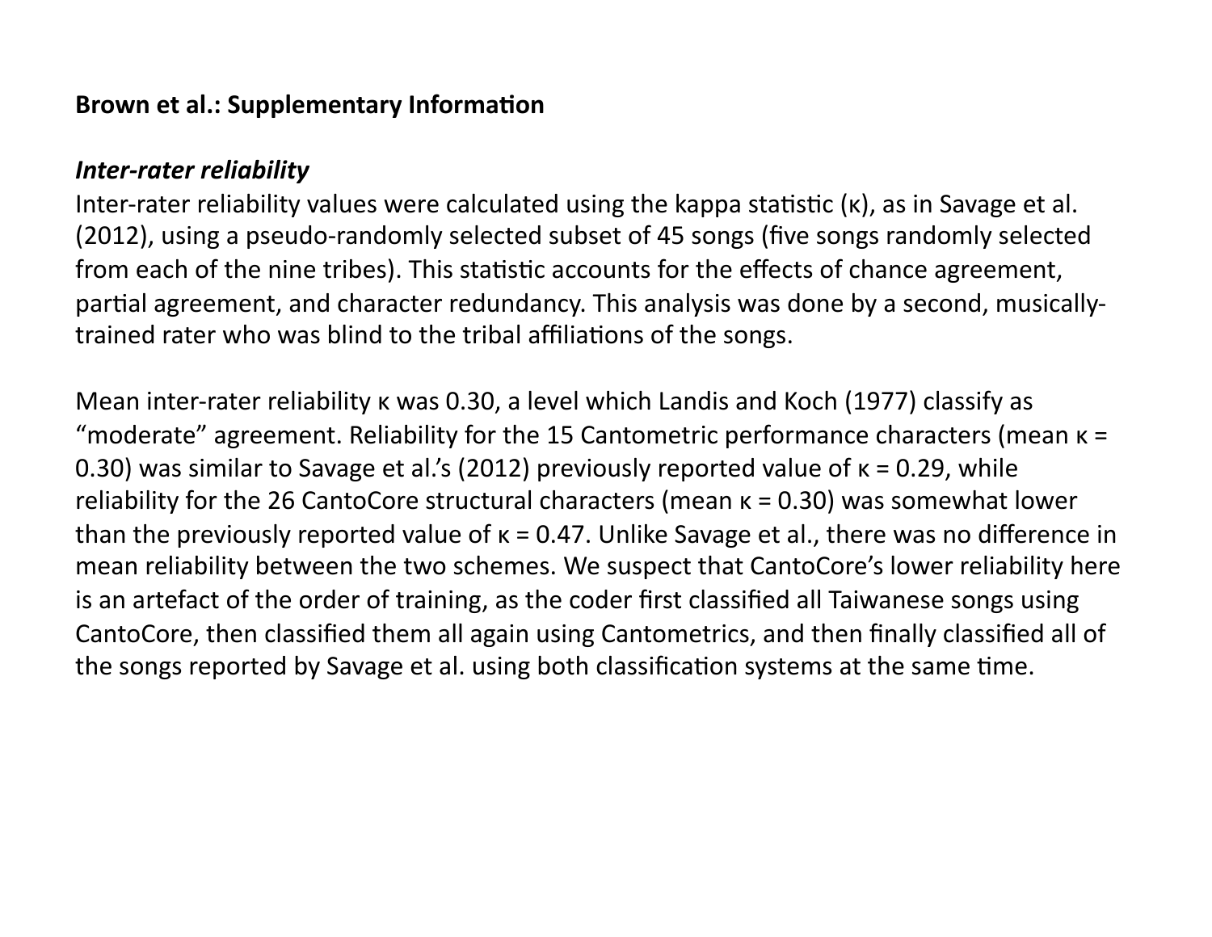**Brown et al.: Supplementary Information**

***Inter-rater reliability***

Inter-rater reliability values were calculated using the kappa statistic (κ), as in Savage et al. (2012), using a pseudo-randomly selected subset of 45 songs (five songs randomly selected from each of the nine tribes). This statistic accounts for the effects of chance agreement, partial agreement, and character redundancy. This analysis was done by a second, musically-trained rater who was blind to the tribal affiliations of the songs.

Mean inter-rater reliability κ was 0.30, a level which Landis and Koch (1977) classify as "moderate" agreement. Reliability for the 15 Cantometric performance characters (mean κ = 0.30) was similar to Savage et al.'s (2012) previously reported value of κ = 0.29, while reliability for the 26 CantoCore structural characters (mean κ = 0.30) was somewhat lower than the previously reported value of κ = 0.47. Unlike Savage et al., there was no difference in mean reliability between the two schemes. We suspect that CantoCore's lower reliability here is an artefact of the order of training, as the coder first classified all Taiwanese songs using CantoCore, then classified them all again using Cantometrics, and then finally classified all of the songs reported by Savage et al. using both classification systems at the same time.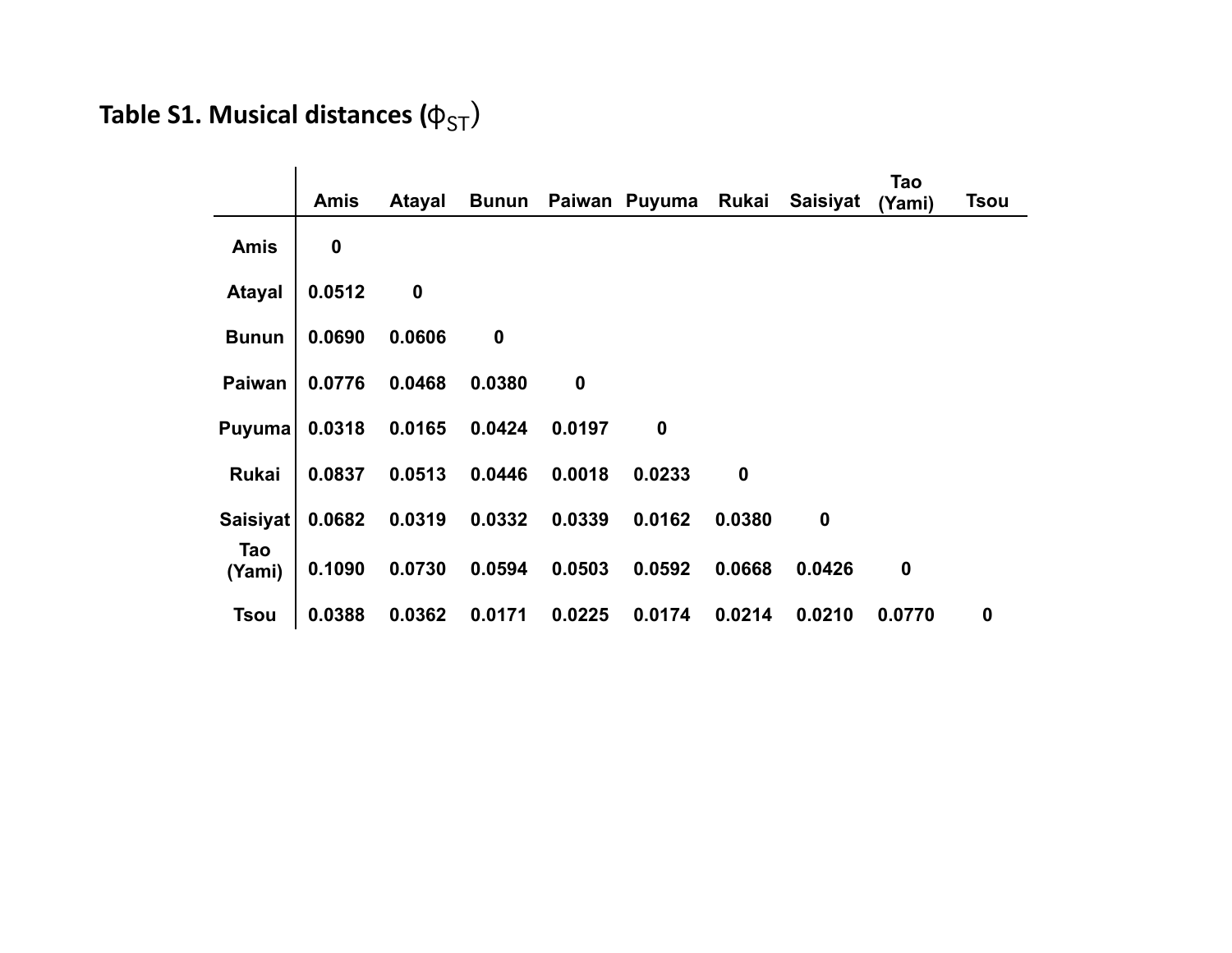## Table S1. Musical distances ($\phi_{ST}$)

| | Amis | Atayal | Bunun | Paiwan | Puyuma | Rukai | Saisiyat | Tao (Yami) | Tsou |
|---|---|---|---|---|---|---|---|---|---|
| **Amis** | 0 | | | | | | | | |
| **Atayal** | 0.0512 | 0 | | | | | | | |
| **Bunun** | 0.0690 | 0.0606 | 0 | | | | | | |
| **Paiwan** | 0.0776 | 0.0468 | 0.0380 | 0 | | | | | |
| **Puyuma** | 0.0318 | 0.0165 | 0.0424 | 0.0197 | 0 | | | | |
| **Rukai** | 0.0837 | 0.0513 | 0.0446 | 0.0018 | 0.0233 | 0 | | | |
| **Saisiyat** | 0.0682 | 0.0319 | 0.0332 | 0.0339 | 0.0162 | 0.0380 | 0 | | |
| **Tao (Yami)** | 0.1090 | 0.0730 | 0.0594 | 0.0503 | 0.0592 | 0.0668 | 0.0426 | 0 | |
| **Tsou** | 0.0388 | 0.0362 | 0.0171 | 0.0225 | 0.0174 | 0.0214 | 0.0210 | 0.0770 | 0 |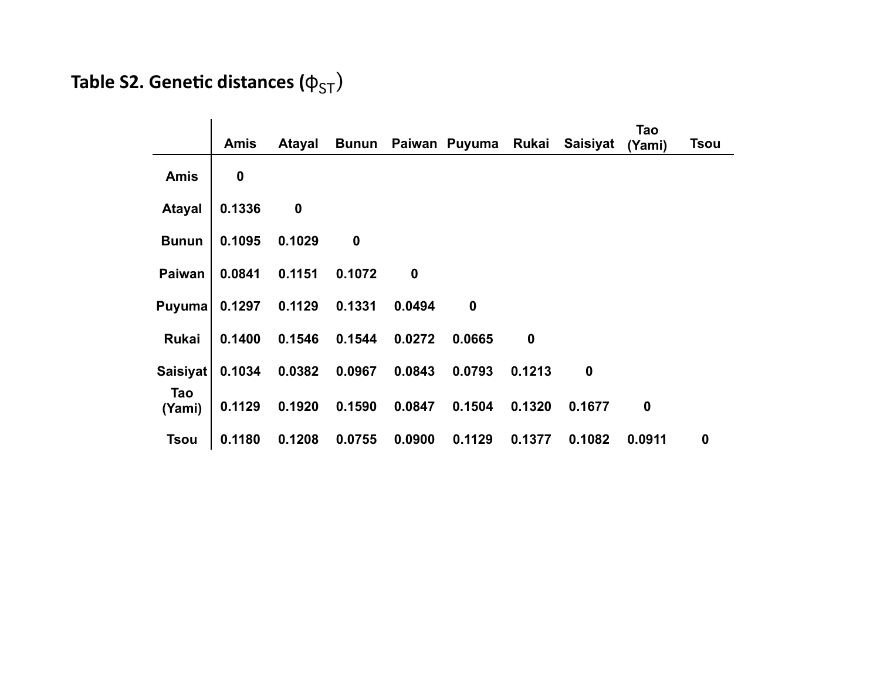**Table S2. Genetic distances ($\phi_{ST}$)**

| | Amis | Atayal | Bunun | Paiwan | Puyuma | Rukai | Saisiyat | Tao (Yami) | Tsou |
|---|---|---|---|---|---|---|---|---|---|
| **Amis** | 0 | | | | | | | | |
| **Atayal** | 0.1336 | 0 | | | | | | | |
| **Bunun** | 0.1095 | 0.1029 | 0 | | | | | | |
| **Paiwan** | 0.0841 | 0.1151 | 0.1072 | 0 | | | | | |
| **Puyuma** | 0.1297 | 0.1129 | 0.1331 | 0.0494 | 0 | | | | |
| **Rukai** | 0.1400 | 0.1546 | 0.1544 | 0.0272 | 0.0665 | 0 | | | |
| **Saisiyat** | 0.1034 | 0.0382 | 0.0967 | 0.0843 | 0.0793 | 0.1213 | 0 | | |
| **Tao (Yami)** | 0.1129 | 0.1920 | 0.1590 | 0.0847 | 0.1504 | 0.1320 | 0.1677 | 0 | |
| **Tsou** | 0.1180 | 0.1208 | 0.0755 | 0.0900 | 0.1129 | 0.1377 | 0.1082 | 0.0911 | 0 |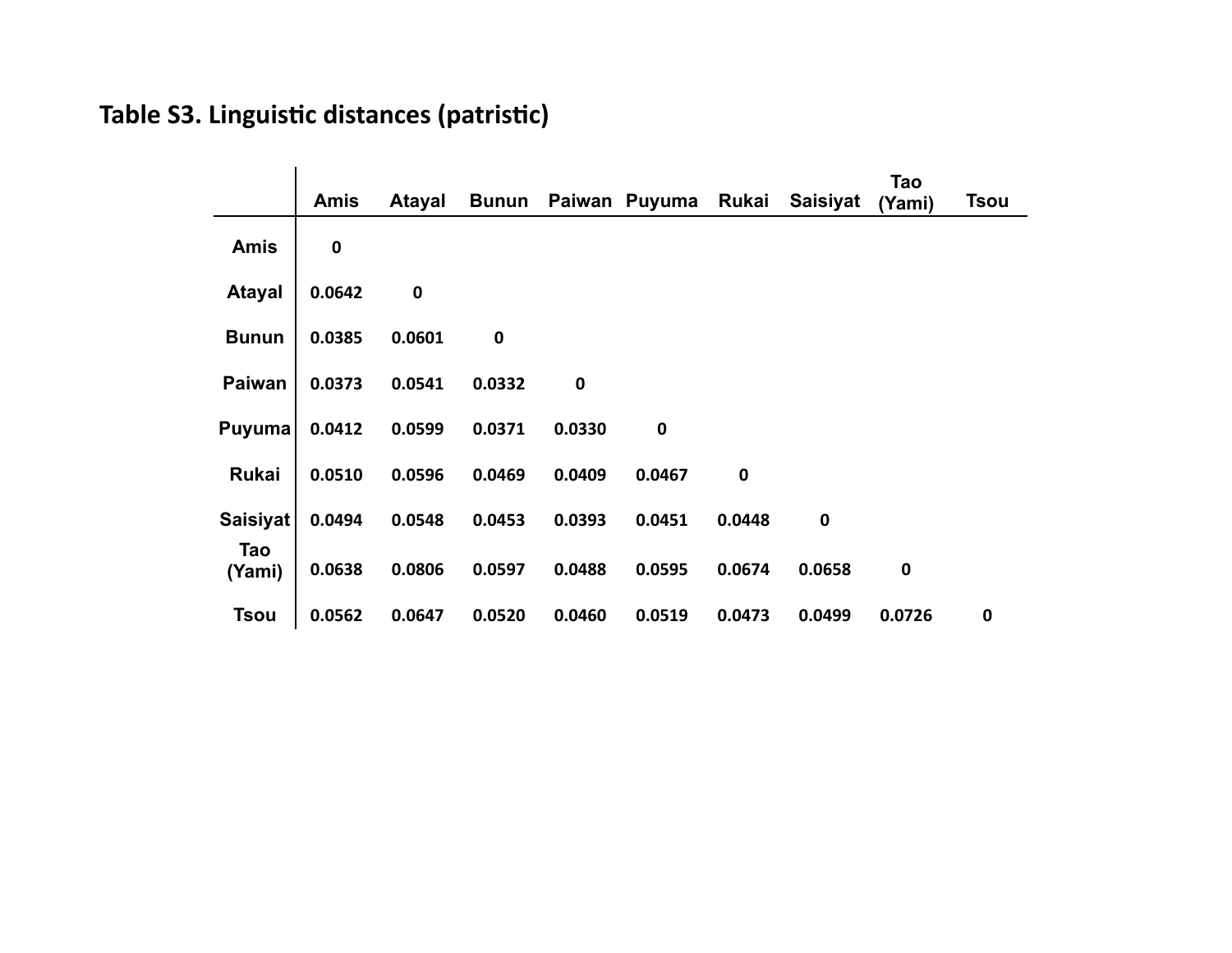## Table S3. Linguistic distances (patristic)

| | Amis | Atayal | Bunun | Paiwan | Puyuma | Rukai | Saisiyat | Tao (Yami) | Tsou |
|---|---|---|---|---|---|---|---|---|---|
| Amis | 0 | | | | | | | | |
| Atayal | 0.0642 | 0 | | | | | | | |
| Bunun | 0.0385 | 0.0601 | 0 | | | | | | |
| Paiwan | 0.0373 | 0.0541 | 0.0332 | 0 | | | | | |
| Puyuma | 0.0412 | 0.0599 | 0.0371 | 0.0330 | 0 | | | | |
| Rukai | 0.0510 | 0.0596 | 0.0469 | 0.0409 | 0.0467 | 0 | | | |
| Saisiyat | 0.0494 | 0.0548 | 0.0453 | 0.0393 | 0.0451 | 0.0448 | 0 | | |
| Tao (Yami) | 0.0638 | 0.0806 | 0.0597 | 0.0488 | 0.0595 | 0.0674 | 0.0658 | 0 | |
| Tsou | 0.0562 | 0.0647 | 0.0520 | 0.0460 | 0.0519 | 0.0473 | 0.0499 | 0.0726 | 0 |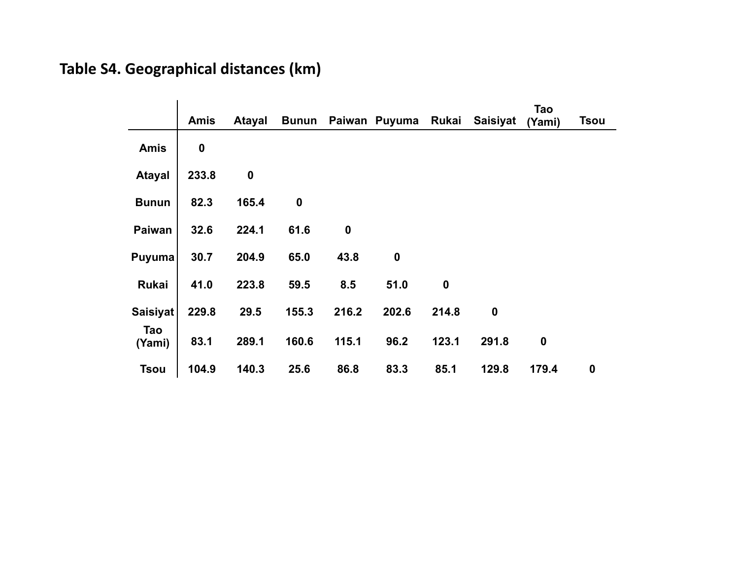**Table S4. Geographical distances (km)**

| | Amis | Atayal | Bunun | Paiwan | Puyuma | Rukai | Saisiyat | Tao (Yami) | Tsou |
|---|---|---|---|---|---|---|---|---|---|
| **Amis** | 0 | | | | | | | | |
| **Atayal** | 233.8 | 0 | | | | | | | |
| **Bunun** | 82.3 | 165.4 | 0 | | | | | | |
| **Paiwan** | 32.6 | 224.1 | 61.6 | 0 | | | | | |
| **Puyuma** | 30.7 | 204.9 | 65.0 | 43.8 | 0 | | | | |
| **Rukai** | 41.0 | 223.8 | 59.5 | 8.5 | 51.0 | 0 | | | |
| **Saisiyat** | 229.8 | 29.5 | 155.3 | 216.2 | 202.6 | 214.8 | 0 | | |
| **Tao (Yami)** | 83.1 | 289.1 | 160.6 | 115.1 | 96.2 | 123.1 | 291.8 | 0 | |
| **Tsou** | 104.9 | 140.3 | 25.6 | 86.8 | 83.3 | 85.1 | 129.8 | 179.4 | 0 |